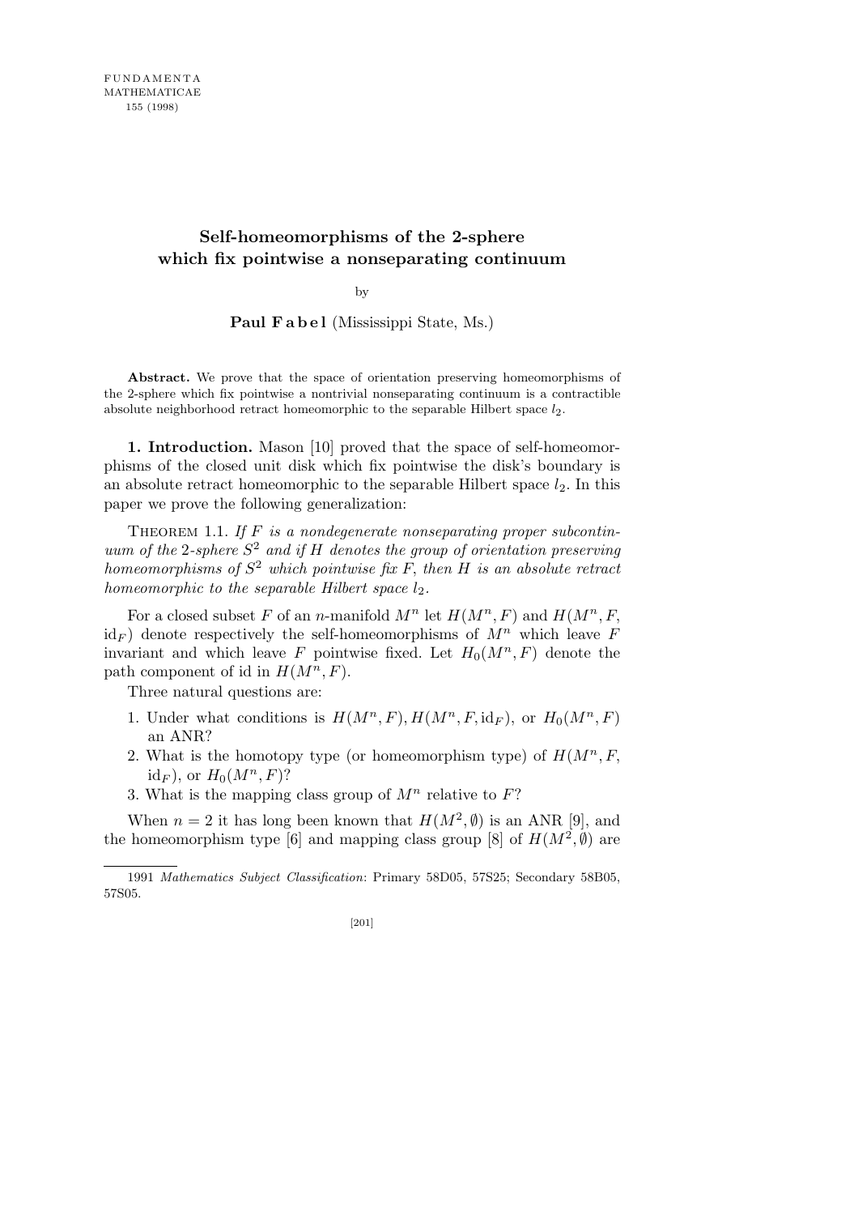# Self-homeomorphisms of the 2-sphere which fix pointwise a nonseparating continuum

by

**Paul Fabel** (Mississippi State, Ms.)

**Abstract.** We prove that the space of orientation preserving homeomorphisms of the 2-sphere which fix pointwise a nontrivial nonseparating continuum is a contractible absolute neighborhood retract homeomorphic to the separable Hilbert space $l_2$.

**1. Introduction.** Mason [10] proved that the space of self-homeomorphisms of the closed unit disk which fix pointwise the disk's boundary is an absolute retract homeomorphic to the separable Hilbert space $l_2$. In this paper we prove the following generalization:

Theorem 1.1. *If $F$ is a nondegenerate nonseparating proper subcontinuum of the 2-sphere $S^2$ and if $H$ denotes the group of orientation preserving homeomorphisms of $S^2$ which pointwise fix $F$, then $H$ is an absolute retract homeomorphic to the separable Hilbert space $l_2$.*

For a closed subset $F$ of an $n$-manifold $M^n$ let $H(M^n, F)$ and $H(M^n, F, \mathrm{id}_F)$ denote respectively the self-homeomorphisms of $M^n$ which leave $F$ invariant and which leave $F$ pointwise fixed. Let $H_0(M^n, F)$ denote the path component of id in $H(M^n, F)$.

Three natural questions are:

1. Under what conditions is $H(M^n, F), H(M^n, F, \mathrm{id}_F)$, or $H_0(M^n, F)$ an ANR?
2. What is the homotopy type (or homeomorphism type) of $H(M^n, F, \mathrm{id}_F)$, or $H_0(M^n, F)$?
3. What is the mapping class group of $M^n$ relative to $F$?

When $n = 2$ it has long been known that $H(M^2, \emptyset)$ is an ANR [9], and the homeomorphism type [6] and mapping class group [8] of $H(M^2, \emptyset)$ are

1991 *Mathematics Subject Classification*: Primary 58D05, 57S25; Secondary 58B05, 57S05.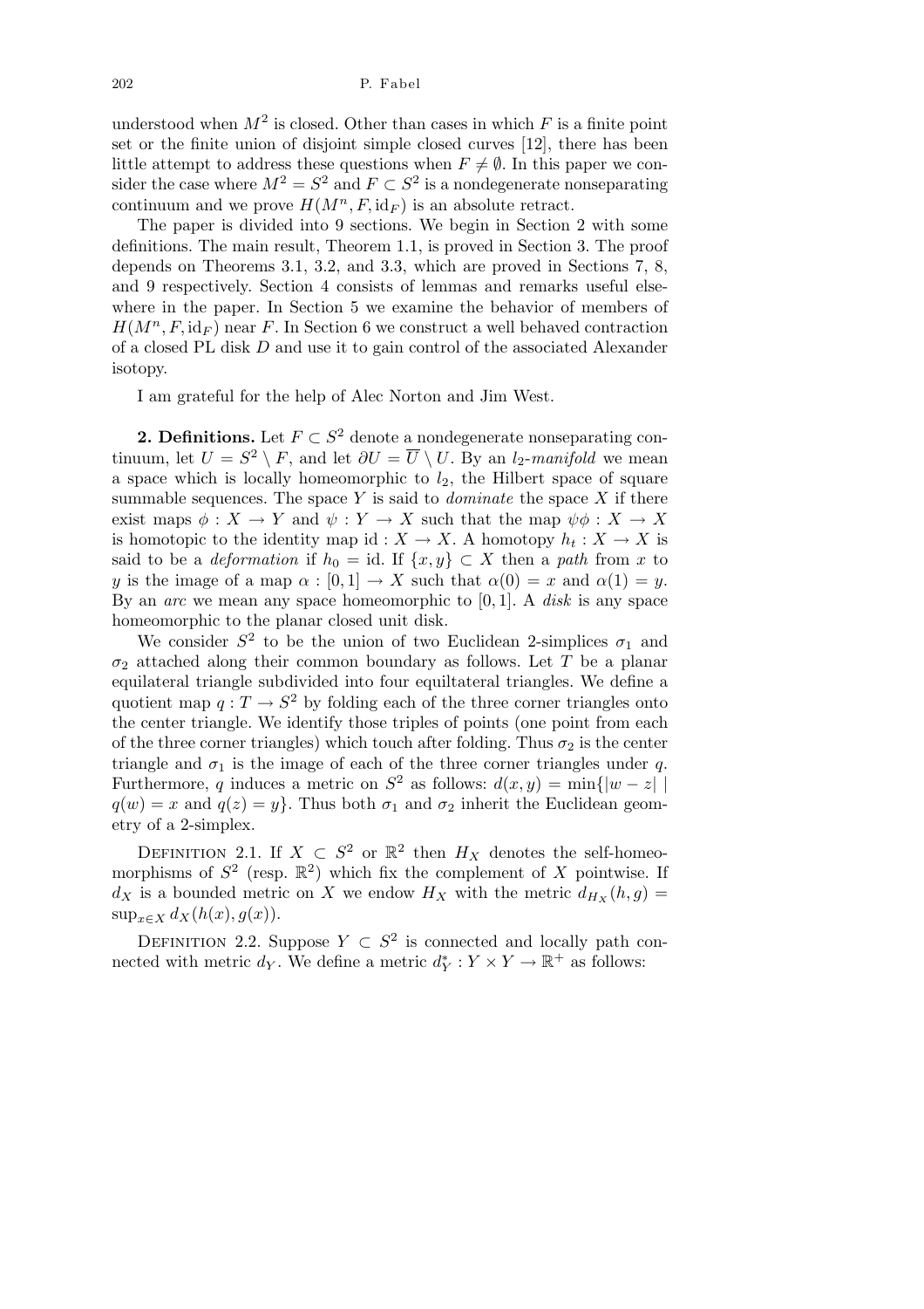understood when $M^2$ is closed. Other than cases in which $F$ is a finite point set or the finite union of disjoint simple closed curves [12], there has been little attempt to address these questions when $F \neq \emptyset$. In this paper we consider the case where $M^2 = S^2$ and $F \subset S^2$ is a nondegenerate nonseparating continuum and we prove $H(M^n, F, \mathrm{id}_F)$ is an absolute retract.

The paper is divided into 9 sections. We begin in Section 2 with some definitions. The main result, Theorem 1.1, is proved in Section 3. The proof depends on Theorems 3.1, 3.2, and 3.3, which are proved in Sections 7, 8, and 9 respectively. Section 4 consists of lemmas and remarks useful elsewhere in the paper. In Section 5 we examine the behavior of members of $H(M^n, F, \mathrm{id}_F)$ near $F$. In Section 6 we construct a well behaved contraction of a closed PL disk $D$ and use it to gain control of the associated Alexander isotopy.

I am grateful for the help of Alec Norton and Jim West.

**2. Definitions.** Let $F \subset S^2$ denote a nondegenerate nonseparating continuum, let $U = S^2 \setminus F$, and let $\partial U = \overline{U} \setminus U$. By an *$l_2$-manifold* we mean a space which is locally homeomorphic to $l_2$, the Hilbert space of square summable sequences. The space $Y$ is said to *dominate* the space $X$ if there exist maps $\phi : X \to Y$ and $\psi : Y \to X$ such that the map $\psi\phi : X \to X$ is homotopic to the identity map $\mathrm{id} : X \to X$. A homotopy $h_t : X \to X$ is said to be a *deformation* if $h_0 = \mathrm{id}$. If $\{x, y\} \subset X$ then a *path* from $x$ to $y$ is the image of a map $\alpha : [0,1] \to X$ such that $\alpha(0) = x$ and $\alpha(1) = y$. By an *arc* we mean any space homeomorphic to $[0,1]$. A *disk* is any space homeomorphic to the planar closed unit disk.

We consider $S^2$ to be the union of two Euclidean 2-simplices $\sigma_1$ and $\sigma_2$ attached along their common boundary as follows. Let $T$ be a planar equilateral triangle subdivided into four equiltateral triangles. We define a quotient map $q : T \to S^2$ by folding each of the three corner triangles onto the center triangle. We identify those triples of points (one point from each of the three corner triangles) which touch after folding. Thus $\sigma_2$ is the center triangle and $\sigma_1$ is the image of each of the three corner triangles under $q$. Furthermore, $q$ induces a metric on $S^2$ as follows: $d(x, y) = \min\{|w - z| \mid q(w) = x \text{ and } q(z) = y\}$. Thus both $\sigma_1$ and $\sigma_2$ inherit the Euclidean geometry of a 2-simplex.

Definition 2.1. If $X \subset S^2$ or $\mathbb{R}^2$ then $H_X$ denotes the self-homeomorphisms of $S^2$ (resp. $\mathbb{R}^2$) which fix the complement of $X$ pointwise. If $d_X$ is a bounded metric on $X$ we endow $H_X$ with the metric $d_{H_X}(h, g) = \sup_{x \in X} d_X(h(x), g(x))$.

Definition 2.2. Suppose $Y \subset S^2$ is connected and locally path connected with metric $d_Y$. We define a metric $d_Y^* : Y \times Y \to \mathbb{R}^+$ as follows: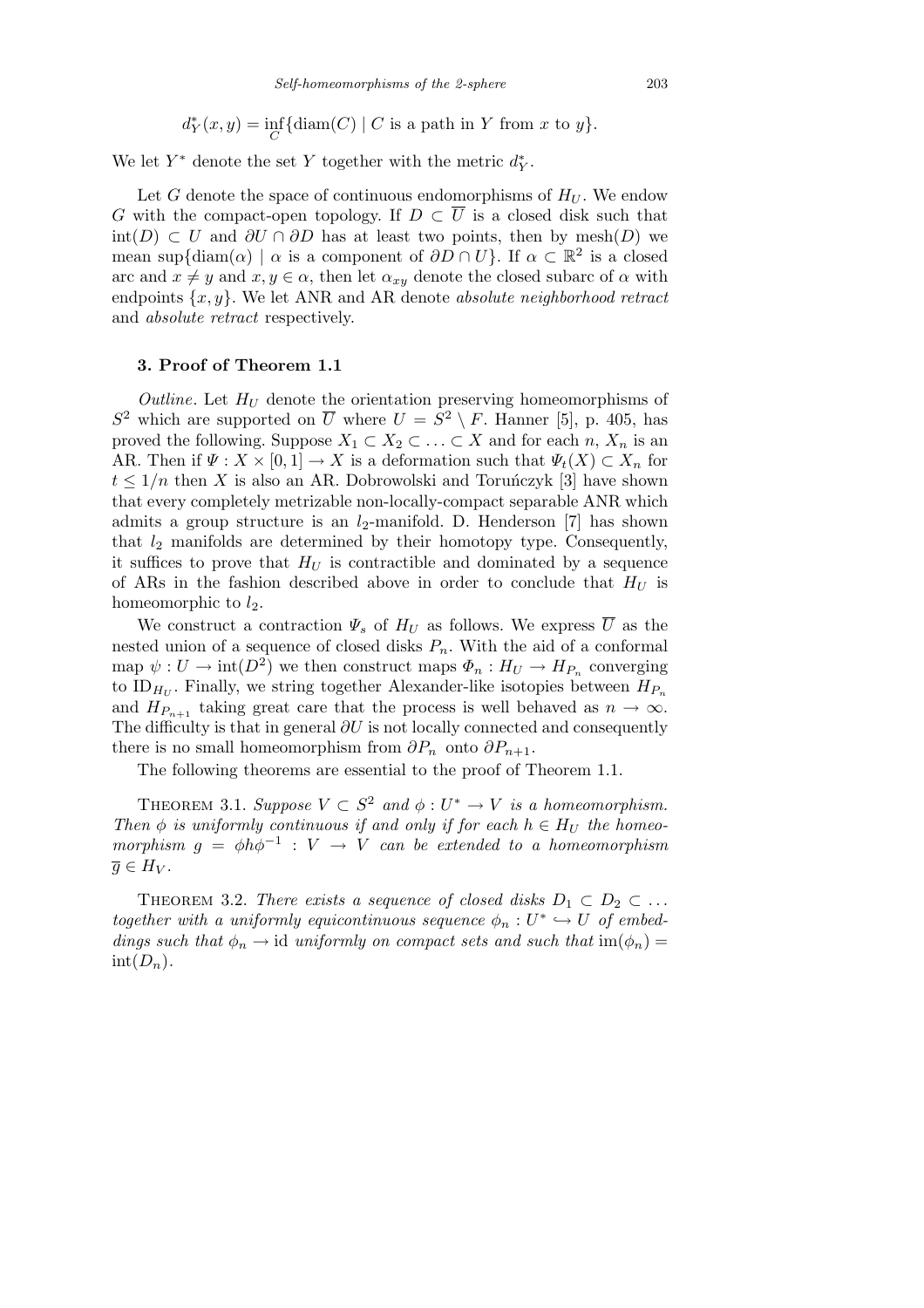$$d_Y^*(x,y) = \inf_C\{\mathrm{diam}(C) \mid C \text{ is a path in } Y \text{ from } x \text{ to } y\}.$$

We let $Y^*$ denote the set $Y$ together with the metric $d_Y^*$.

Let $G$ denote the space of continuous endomorphisms of $H_U$. We endow $G$ with the compact-open topology. If $D \subset \overline{U}$ is a closed disk such that $\mathrm{int}(D) \subset U$ and $\partial U \cap \partial D$ has at least two points, then by $\mathrm{mesh}(D)$ we mean $\sup\{\mathrm{diam}(\alpha) \mid \alpha \text{ is a component of } \partial D \cap U\}$. If $\alpha \subset \mathbb{R}^2$ is a closed arc and $x \neq y$ and $x, y \in \alpha$, then let $\alpha_{xy}$ denote the closed subarc of $\alpha$ with endpoints $\{x, y\}$. We let ANR and AR denote *absolute neighborhood retract* and *absolute retract* respectively.

## 3. Proof of Theorem 1.1

*Outline*. Let $H_U$ denote the orientation preserving homeomorphisms of $S^2$ which are supported on $\overline{U}$ where $U = S^2 \setminus F$. Hanner [5], p. 405, has proved the following. Suppose $X_1 \subset X_2 \subset \ldots \subset X$ and for each $n$, $X_n$ is an AR. Then if $\Psi : X \times [0,1] \to X$ is a deformation such that $\Psi_t(X) \subset X_n$ for $t \leq 1/n$ then $X$ is also an AR. Dobrowolski and Toruńczyk [3] have shown that every completely metrizable non-locally-compact separable ANR which admits a group structure is an $l_2$-manifold. D. Henderson [7] has shown that $l_2$ manifolds are determined by their homotopy type. Consequently, it suffices to prove that $H_U$ is contractible and dominated by a sequence of ARs in the fashion described above in order to conclude that $H_U$ is homeomorphic to $l_2$.

We construct a contraction $\Psi_s$ of $H_U$ as follows. We express $\overline{U}$ as the nested union of a sequence of closed disks $P_n$. With the aid of a conformal map $\psi : U \to \mathrm{int}(D^2)$ we then construct maps $\Phi_n : H_U \to H_{P_n}$ converging to $\mathrm{ID}_{H_U}$. Finally, we string together Alexander-like isotopies between $H_{P_n}$ and $H_{P_{n+1}}$ taking great care that the process is well behaved as $n \to \infty$. The difficulty is that in general $\partial U$ is not locally connected and consequently there is no small homeomorphism from $\partial P_n$ onto $\partial P_{n+1}$.

The following theorems are essential to the proof of Theorem 1.1.

THEOREM 3.1. *Suppose $V \subset S^2$ and $\phi : U^* \to V$ is a homeomorphism. Then $\phi$ is uniformly continuous if and only if for each $h \in H_U$ the homeomorphism $g = \phi h \phi^{-1} : V \to V$ can be extended to a homeomorphism $\overline{g} \in H_V$.*

THEOREM 3.2. *There exists a sequence of closed disks $D_1 \subset D_2 \subset \ldots$ together with a uniformly equicontinuous sequence $\phi_n : U^* \hookrightarrow U$ of embeddings such that $\phi_n \to \mathrm{id}$ uniformly on compact sets and such that $\mathrm{im}(\phi_n) = \mathrm{int}(D_n)$.*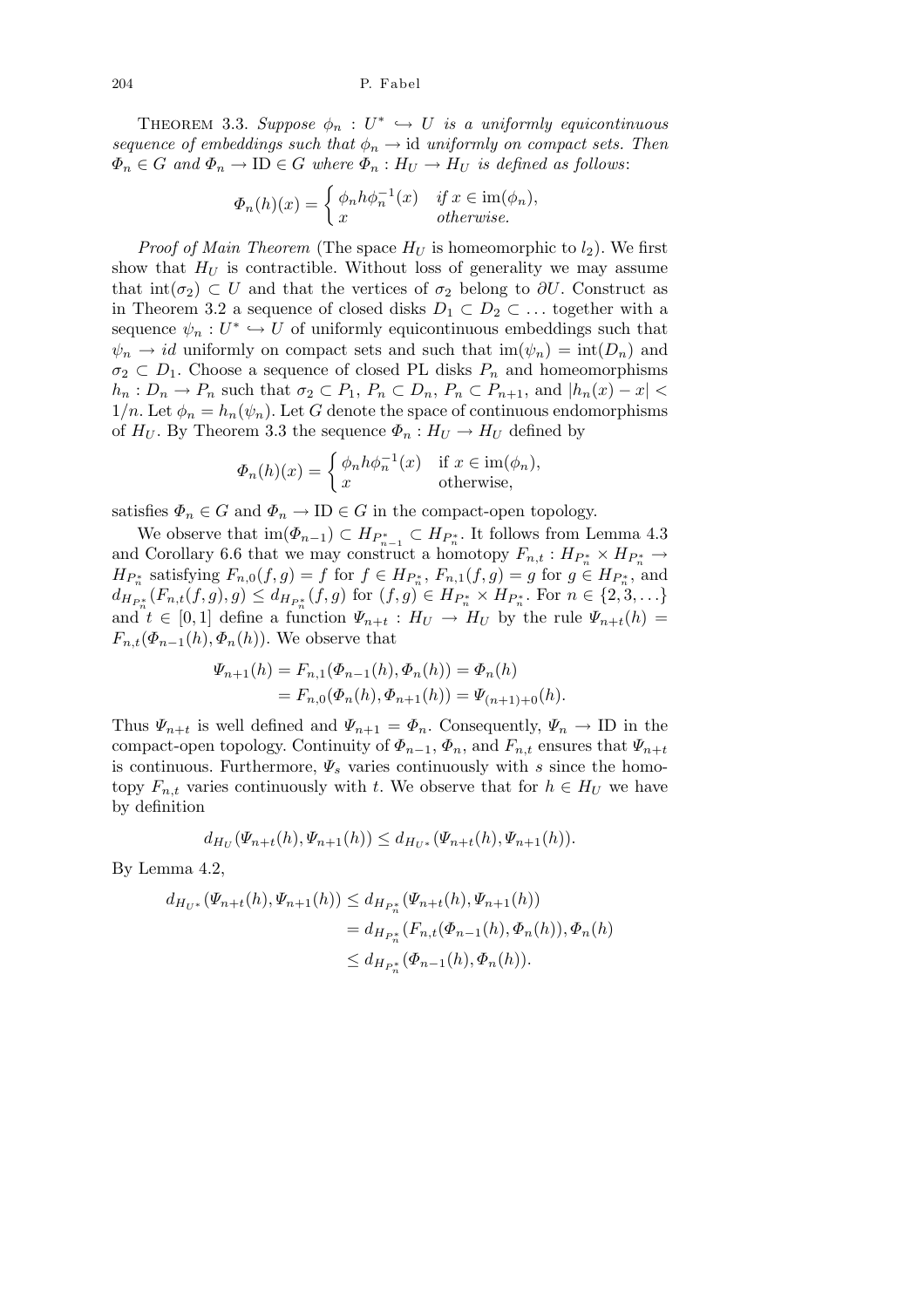THEOREM 3.3. *Suppose $\phi_n : U^* \hookrightarrow U$ is a uniformly equicontinuous sequence of embeddings such that $\phi_n \to \mathrm{id}$ uniformly on compact sets. Then $\Phi_n \in G$ and $\Phi_n \to \mathrm{ID} \in G$ where $\Phi_n : H_U \to H_U$ is defined as follows*:

$$\Phi_n(h)(x) = \begin{cases} \phi_n h \phi_n^{-1}(x) & \textit{if } x \in \mathrm{im}(\phi_n), \\ x & \textit{otherwise.} \end{cases}$$

*Proof of Main Theorem* (The space $H_U$ is homeomorphic to $l_2$). We first show that $H_U$ is contractible. Without loss of generality we may assume that $\mathrm{int}(\sigma_2) \subset U$ and that the vertices of $\sigma_2$ belong to $\partial U$. Construct as in Theorem 3.2 a sequence of closed disks $D_1 \subset D_2 \subset \ldots$ together with a sequence $\psi_n : U^* \hookrightarrow U$ of uniformly equicontinuous embeddings such that $\psi_n \to id$ uniformly on compact sets and such that $\mathrm{im}(\psi_n) = \mathrm{int}(D_n)$ and $\sigma_2 \subset D_1$. Choose a sequence of closed PL disks $P_n$ and homeomorphisms $h_n : D_n \to P_n$ such that $\sigma_2 \subset P_1$, $P_n \subset D_n$, $P_n \subset P_{n+1}$, and $|h_n(x) - x| < 1/n$. Let $\phi_n = h_n(\psi_n)$. Let $G$ denote the space of continuous endomorphisms of $H_U$. By Theorem 3.3 the sequence $\Phi_n : H_U \to H_U$ defined by

$$\Phi_n(h)(x) = \begin{cases} \phi_n h \phi_n^{-1}(x) & \text{if } x \in \mathrm{im}(\phi_n), \\ x & \text{otherwise,} \end{cases}$$

satisfies $\Phi_n \in G$ and $\Phi_n \to \mathrm{ID} \in G$ in the compact-open topology.

We observe that $\mathrm{im}(\Phi_{n-1}) \subset H_{P^*_{n-1}} \subset H_{P^*_n}$. It follows from Lemma 4.3 and Corollary 6.6 that we may construct a homotopy $F_{n,t} : H_{P^*_n} \times H_{P^*_n} \to H_{P^*_n}$ satisfying $F_{n,0}(f,g) = f$ for $f \in H_{P^*_n}$, $F_{n,1}(f,g) = g$ for $g \in H_{P^*_n}$, and $d_{H_{P^*_n}}(F_{n,t}(f,g), g) \le d_{H_{P^*_n}}(f,g)$ for $(f,g) \in H_{P^*_n} \times H_{P^*_n}$. For $n \in \{2,3,\ldots\}$ and $t \in [0,1]$ define a function $\Psi_{n+t} : H_U \to H_U$ by the rule $\Psi_{n+t}(h) = F_{n,t}(\Phi_{n-1}(h), \Phi_n(h))$. We observe that

$$\begin{aligned} \Psi_{n+1}(h) &= F_{n,1}(\Phi_{n-1}(h), \Phi_n(h)) = \Phi_n(h) \\ &= F_{n,0}(\Phi_n(h), \Phi_{n+1}(h)) = \Psi_{(n+1)+0}(h). \end{aligned}$$

Thus $\Psi_{n+t}$ is well defined and $\Psi_{n+1} = \Phi_n$. Consequently, $\Psi_n \to \mathrm{ID}$ in the compact-open topology. Continuity of $\Phi_{n-1}$, $\Phi_n$, and $F_{n,t}$ ensures that $\Psi_{n+t}$ is continuous. Furthermore, $\Psi_s$ varies continuously with $s$ since the homotopy $F_{n,t}$ varies continuously with $t$. We observe that for $h \in H_U$ we have by definition

$$d_{H_U}(\Psi_{n+t}(h), \Psi_{n+1}(h)) \le d_{H_{U^*}}(\Psi_{n+t}(h), \Psi_{n+1}(h)).$$

By Lemma 4.2,

$$\begin{aligned} d_{H_{U^*}}(\Psi_{n+t}(h), \Psi_{n+1}(h)) &\le d_{H_{P^*_n}}(\Psi_{n+t}(h), \Psi_{n+1}(h)) \\ &= d_{H_{P^*_n}}(F_{n,t}(\Phi_{n-1}(h), \Phi_n(h)), \Phi_n(h) \\ &\le d_{H_{P^*_n}}(\Phi_{n-1}(h), \Phi_n(h)). \end{aligned}$$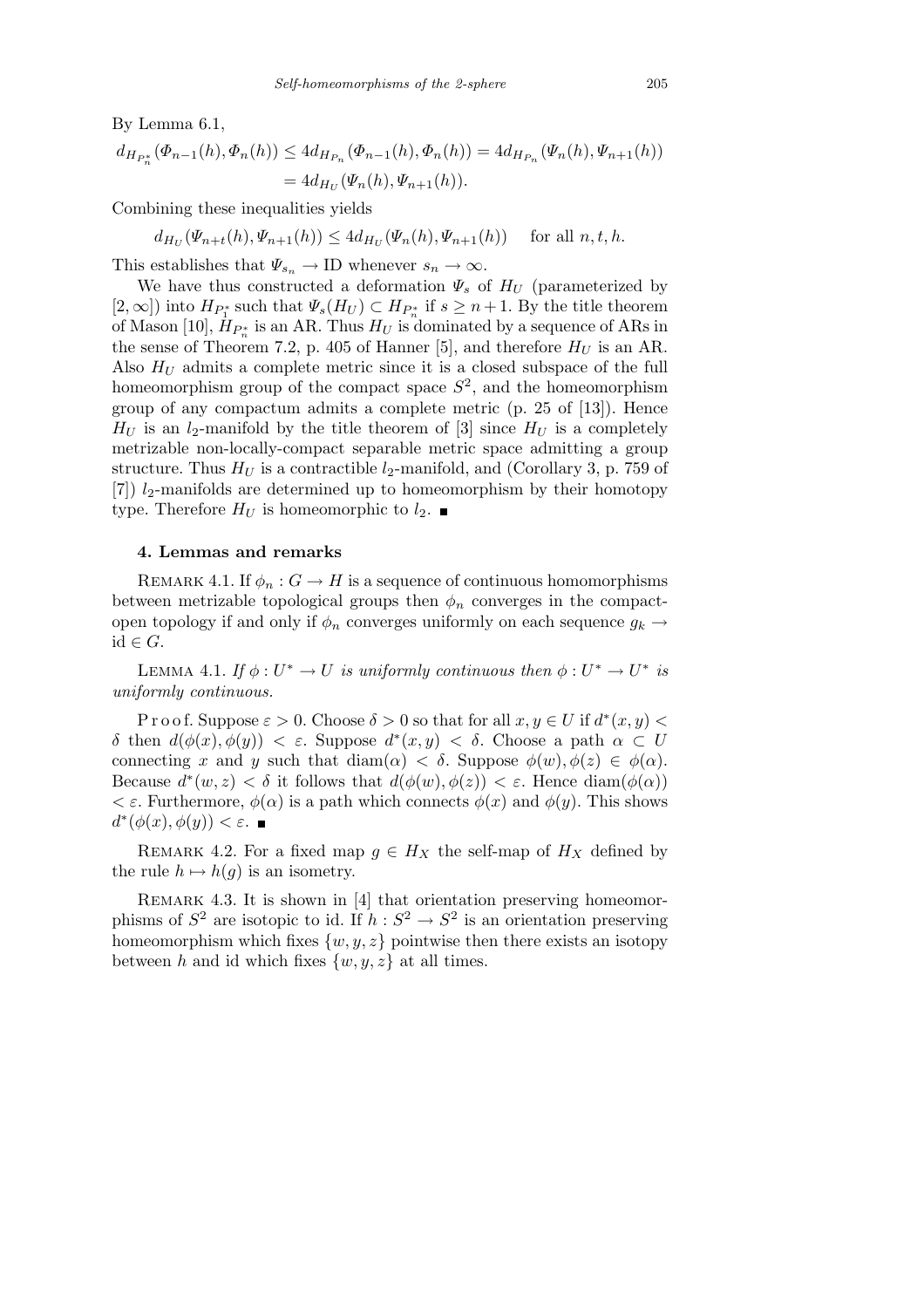By Lemma 6.1,

$$d_{H_{P_n^*}}(\Phi_{n-1}(h), \Phi_n(h)) \le 4d_{H_{P_n}}(\Phi_{n-1}(h), \Phi_n(h)) = 4d_{H_{P_n}}(\Psi_n(h), \Psi_{n+1}(h))$$
$$= 4d_{H_U}(\Psi_n(h), \Psi_{n+1}(h)).$$

Combining these inequalities yields

$$d_{H_U}(\Psi_{n+t}(h), \Psi_{n+1}(h)) \le 4d_{H_U}(\Psi_n(h), \Psi_{n+1}(h)) \quad \text{for all } n, t, h.$$

This establishes that $\Psi_{s_n} \to \mathrm{ID}$ whenever $s_n \to \infty$.

We have thus constructed a deformation $\Psi_s$ of $H_U$ (parameterized by $[2,\infty]$) into $H_{P_1^*}$ such that $\Psi_s(H_U) \subset H_{P_n^*}$ if $s \ge n+1$. By the title theorem of Mason [10], $H_{P_n^*}$ is an AR. Thus $H_U$ is dominated by a sequence of ARs in the sense of Theorem 7.2, p. 405 of Hanner [5], and therefore $H_U$ is an AR. Also $H_U$ admits a complete metric since it is a closed subspace of the full homeomorphism group of the compact space $S^2$, and the homeomorphism group of any compactum admits a complete metric (p. 25 of [13]). Hence $H_U$ is an $l_2$-manifold by the title theorem of [3] since $H_U$ is a completely metrizable non-locally-compact separable metric space admitting a group structure. Thus $H_U$ is a contractible $l_2$-manifold, and (Corollary 3, p. 759 of [7]) $l_2$-manifolds are determined up to homeomorphism by their homotopy type. Therefore $H_U$ is homeomorphic to $l_2$. ∎

## 4. Lemmas and remarks

Remark 4.1. If $\phi_n : G \to H$ is a sequence of continuous homomorphisms between metrizable topological groups then $\phi_n$ converges in the compact-open topology if and only if $\phi_n$ converges uniformly on each sequence $g_k \to \mathrm{id} \in G$.

Lemma 4.1. *If $\phi : U^* \to U$ is uniformly continuous then $\phi : U^* \to U^*$ is uniformly continuous.*

Proof. Suppose $\varepsilon > 0$. Choose $\delta > 0$ so that for all $x, y \in U$ if $d^*(x,y) < \delta$ then $d(\phi(x), \phi(y)) < \varepsilon$. Suppose $d^*(x,y) < \delta$. Choose a path $\alpha \subset U$ connecting $x$ and $y$ such that $\mathrm{diam}(\alpha) < \delta$. Suppose $\phi(w), \phi(z) \in \phi(\alpha)$. Because $d^*(w,z) < \delta$ it follows that $d(\phi(w), \phi(z)) < \varepsilon$. Hence $\mathrm{diam}(\phi(\alpha)) < \varepsilon$. Furthermore, $\phi(\alpha)$ is a path which connects $\phi(x)$ and $\phi(y)$. This shows $d^*(\phi(x), \phi(y)) < \varepsilon$. ∎

Remark 4.2. For a fixed map $g \in H_X$ the self-map of $H_X$ defined by the rule $h \mapsto h(g)$ is an isometry.

Remark 4.3. It is shown in [4] that orientation preserving homeomorphisms of $S^2$ are isotopic to id. If $h : S^2 \to S^2$ is an orientation preserving homeomorphism which fixes $\{w, y, z\}$ pointwise then there exists an isotopy between $h$ and id which fixes $\{w, y, z\}$ at all times.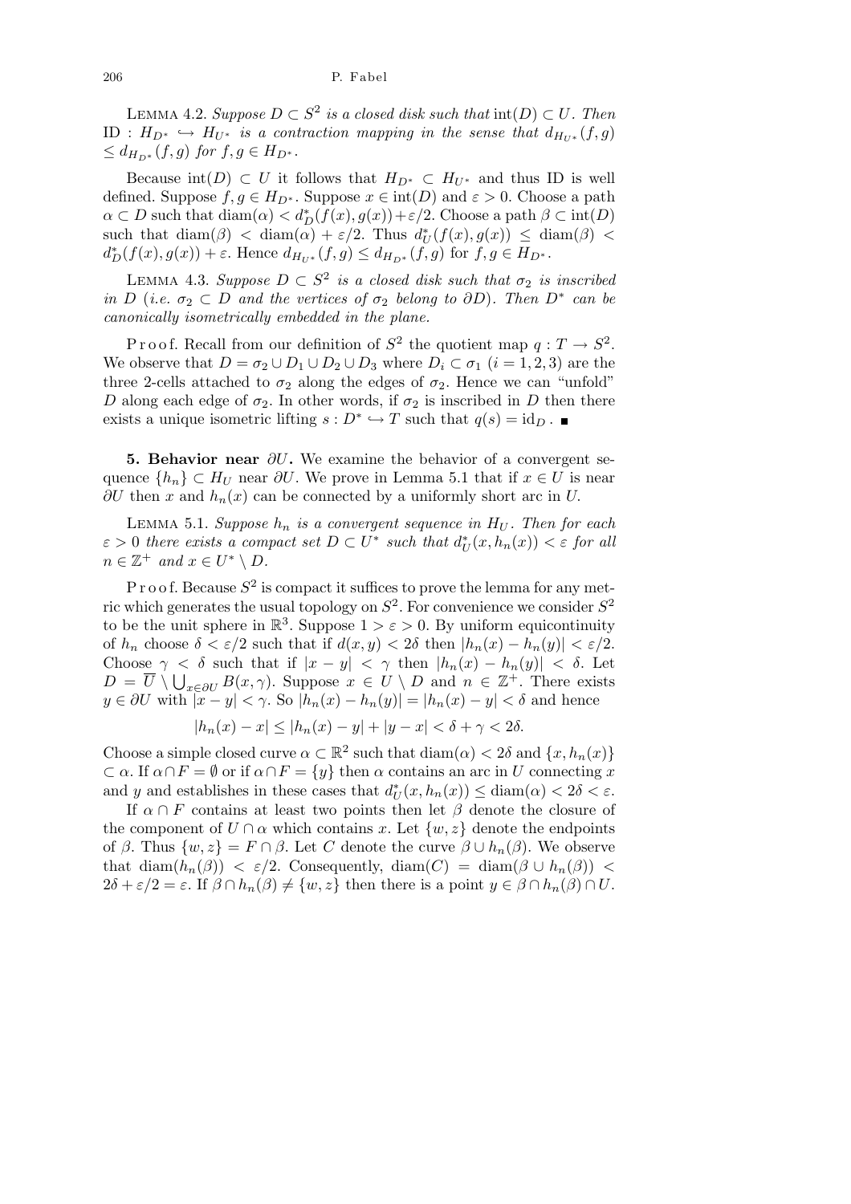LEMMA 4.2. *Suppose $D \subset S^2$ is a closed disk such that* $\mathrm{int}(D) \subset U$. *Then* $\mathrm{ID} : H_{D^*} \hookrightarrow H_{U^*}$ *is a contraction mapping in the sense that* $d_{H_{U^*}}(f,g) \leq d_{H_{D^*}}(f,g)$ *for* $f, g \in H_{D^*}$.

Because $\mathrm{int}(D) \subset U$ it follows that $H_{D^*} \subset H_{U^*}$ and thus ID is well defined. Suppose $f, g \in H_{D^*}$. Suppose $x \in \mathrm{int}(D)$ and $\varepsilon > 0$. Choose a path $\alpha \subset D$ such that $\mathrm{diam}(\alpha) < d^*_D(f(x), g(x)) + \varepsilon/2$. Choose a path $\beta \subset \mathrm{int}(D)$ such that $\mathrm{diam}(\beta) < \mathrm{diam}(\alpha) + \varepsilon/2$. Thus $d^*_U(f(x), g(x)) \leq \mathrm{diam}(\beta) < d^*_D(f(x), g(x)) + \varepsilon$. Hence $d_{H_{U^*}}(f,g) \leq d_{H_{D^*}}(f,g)$ for $f, g \in H_{D^*}$.

LEMMA 4.3. *Suppose $D \subset S^2$ is a closed disk such that $\sigma_2$ is inscribed in $D$ (i.e. $\sigma_2 \subset D$ and the vertices of $\sigma_2$ belong to $\partial D$). Then $D^*$ can be canonically isometrically embedded in the plane.*

Proof. Recall from our definition of $S^2$ the quotient map $q : T \to S^2$. We observe that $D = \sigma_2 \cup D_1 \cup D_2 \cup D_3$ where $D_i \subset \sigma_1$ $(i = 1, 2, 3)$ are the three 2-cells attached to $\sigma_2$ along the edges of $\sigma_2$. Hence we can "unfold" $D$ along each edge of $\sigma_2$. In other words, if $\sigma_2$ is inscribed in $D$ then there exists a unique isometric lifting $s : D^* \hookrightarrow T$ such that $q(s) = \mathrm{id}_D$. ■

**5. Behavior near $\partial U$.** We examine the behavior of a convergent sequence $\{h_n\} \subset H_U$ near $\partial U$. We prove in Lemma 5.1 that if $x \in U$ is near $\partial U$ then $x$ and $h_n(x)$ can be connected by a uniformly short arc in $U$.

LEMMA 5.1. *Suppose $h_n$ is a convergent sequence in $H_U$. Then for each $\varepsilon > 0$ there exists a compact set $D \subset U^*$ such that $d^*_U(x, h_n(x)) < \varepsilon$ for all $n \in \mathbb{Z}^+$ and $x \in U^* \setminus D$.*

Proof. Because $S^2$ is compact it suffices to prove the lemma for any metric which generates the usual topology on $S^2$. For convenience we consider $S^2$ to be the unit sphere in $\mathbb{R}^3$. Suppose $1 > \varepsilon > 0$. By uniform equicontinuity of $h_n$ choose $\delta < \varepsilon/2$ such that if $d(x,y) < 2\delta$ then $|h_n(x) - h_n(y)| < \varepsilon/2$. Choose $\gamma < \delta$ such that if $|x - y| < \gamma$ then $|h_n(x) - h_n(y)| < \delta$. Let $D = \overline{U} \setminus \bigcup_{x \in \partial U} B(x, \gamma)$. Suppose $x \in U \setminus D$ and $n \in \mathbb{Z}^+$. There exists $y \in \partial U$ with $|x - y| < \gamma$. So $|h_n(x) - h_n(y)| = |h_n(x) - y| < \delta$ and hence

$$|h_n(x) - x| \leq |h_n(x) - y| + |y - x| < \delta + \gamma < 2\delta.$$

Choose a simple closed curve $\alpha \subset \mathbb{R}^2$ such that $\mathrm{diam}(\alpha) < 2\delta$ and $\{x, h_n(x)\} \subset \alpha$. If $\alpha \cap F = \emptyset$ or if $\alpha \cap F = \{y\}$ then $\alpha$ contains an arc in $U$ connecting $x$ and $y$ and establishes in these cases that $d^*_U(x, h_n(x)) \leq \mathrm{diam}(\alpha) < 2\delta < \varepsilon$.

If $\alpha \cap F$ contains at least two points then let $\beta$ denote the closure of the component of $U \cap \alpha$ which contains $x$. Let $\{w, z\}$ denote the endpoints of $\beta$. Thus $\{w, z\} = F \cap \beta$. Let $C$ denote the curve $\beta \cup h_n(\beta)$. We observe that $\mathrm{diam}(h_n(\beta)) < \varepsilon/2$. Consequently, $\mathrm{diam}(C) = \mathrm{diam}(\beta \cup h_n(\beta)) < 2\delta + \varepsilon/2 = \varepsilon$. If $\beta \cap h_n(\beta) \neq \{w, z\}$ then there is a point $y \in \beta \cap h_n(\beta) \cap U$.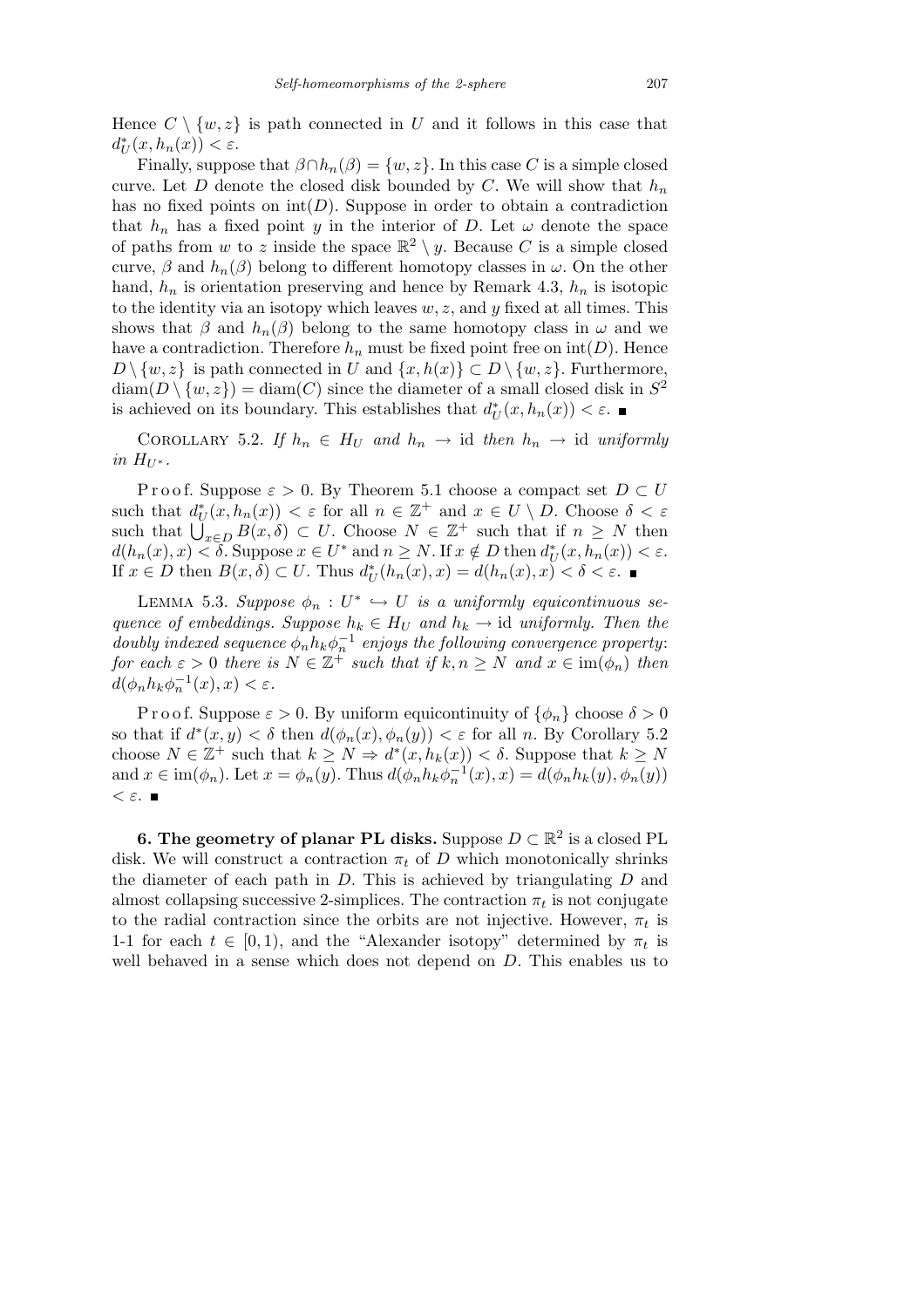Hence $C \setminus \{w, z\}$ is path connected in $U$ and it follows in this case that $d^*_U(x, h_n(x)) < \varepsilon$.

Finally, suppose that $\beta \cap h_n(\beta) = \{w, z\}$. In this case $C$ is a simple closed curve. Let $D$ denote the closed disk bounded by $C$. We will show that $h_n$ has no fixed points on $\text{int}(D)$. Suppose in order to obtain a contradiction that $h_n$ has a fixed point $y$ in the interior of $D$. Let $\omega$ denote the space of paths from $w$ to $z$ inside the space $\mathbb{R}^2 \setminus y$. Because $C$ is a simple closed curve, $\beta$ and $h_n(\beta)$ belong to different homotopy classes in $\omega$. On the other hand, $h_n$ is orientation preserving and hence by Remark 4.3, $h_n$ is isotopic to the identity via an isotopy which leaves $w, z$, and $y$ fixed at all times. This shows that $\beta$ and $h_n(\beta)$ belong to the same homotopy class in $\omega$ and we have a contradiction. Therefore $h_n$ must be fixed point free on $\text{int}(D)$. Hence $D \setminus \{w, z\}$ is path connected in $U$ and $\{x, h(x)\} \subset D \setminus \{w, z\}$. Furthermore, $\text{diam}(D \setminus \{w, z\}) = \text{diam}(C)$ since the diameter of a small closed disk in $S^2$ is achieved on its boundary. This establishes that $d^*_U(x, h_n(x)) < \varepsilon$. ∎

Corollary 5.2. *If $h_n \in H_U$ and $h_n \to \text{id}$ then $h_n \to \text{id}$ uniformly in $H_{U^*}$.*

Proof. Suppose $\varepsilon > 0$. By Theorem 5.1 choose a compact set $D \subset U$ such that $d^*_U(x, h_n(x)) < \varepsilon$ for all $n \in \mathbb{Z}^+$ and $x \in U \setminus D$. Choose $\delta < \varepsilon$ such that $\bigcup_{x \in D} B(x, \delta) \subset U$. Choose $N \in \mathbb{Z}^+$ such that if $n \geq N$ then $d(h_n(x), x) < \delta$. Suppose $x \in U^*$ and $n \geq N$. If $x \notin D$ then $d^*_U(x, h_n(x)) < \varepsilon$. If $x \in D$ then $B(x, \delta) \subset U$. Thus $d^*_U(h_n(x), x) = d(h_n(x), x) < \delta < \varepsilon$. ∎

Lemma 5.3. *Suppose $\phi_n : U^* \hookrightarrow U$ is a uniformly equicontinuous sequence of embeddings. Suppose $h_k \in H_U$ and $h_k \to \text{id}$ uniformly. Then the doubly indexed sequence $\phi_n h_k \phi_n^{-1}$ enjoys the following convergence property: for each $\varepsilon > 0$ there is $N \in \mathbb{Z}^+$ such that if $k, n \geq N$ and $x \in \text{im}(\phi_n)$ then $d(\phi_n h_k \phi_n^{-1}(x), x) < \varepsilon$.*

Proof. Suppose $\varepsilon > 0$. By uniform equicontinuity of $\{\phi_n\}$ choose $\delta > 0$ so that if $d^*(x, y) < \delta$ then $d(\phi_n(x), \phi_n(y)) < \varepsilon$ for all $n$. By Corollary 5.2 choose $N \in \mathbb{Z}^+$ such that $k \geq N \Rightarrow d^*(x, h_k(x)) < \delta$. Suppose that $k \geq N$ and $x \in \text{im}(\phi_n)$. Let $x = \phi_n(y)$. Thus $d(\phi_n h_k \phi_n^{-1}(x), x) = d(\phi_n h_k(y), \phi_n(y)) < \varepsilon$. ∎

**6. The geometry of planar PL disks.** Suppose $D \subset \mathbb{R}^2$ is a closed PL disk. We will construct a contraction $\pi_t$ of $D$ which monotonically shrinks the diameter of each path in $D$. This is achieved by triangulating $D$ and almost collapsing successive 2-simplices. The contraction $\pi_t$ is not conjugate to the radial contraction since the orbits are not injective. However, $\pi_t$ is 1-1 for each $t \in [0, 1)$, and the "Alexander isotopy" determined by $\pi_t$ is well behaved in a sense which does not depend on $D$. This enables us to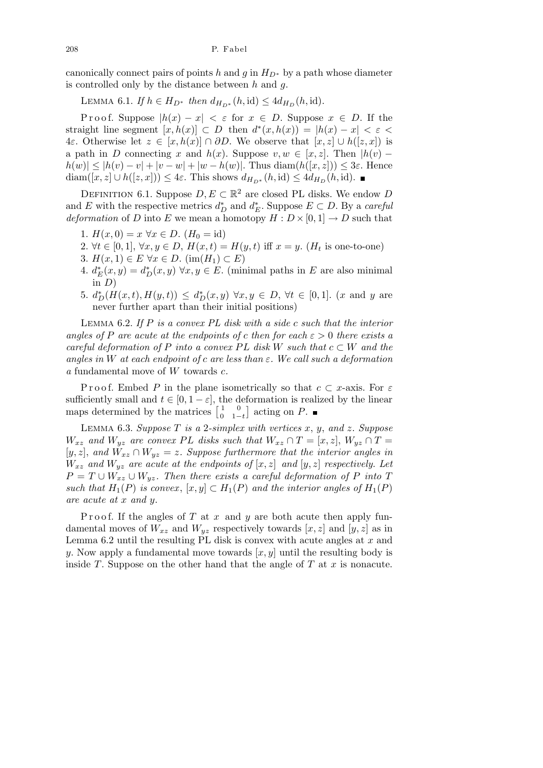canonically connect pairs of points $h$ and $g$ in $H_{D^*}$ by a path whose diameter is controlled only by the distance between $h$ and $g$.

Lemma 6.1. *If $h \in H_{D^*}$ then $d_{H_{D^*}}(h, \mathrm{id}) \leq 4 d_{H_D}(h, \mathrm{id})$.*

Proof. Suppose $|h(x) - x| < \varepsilon$ for $x \in D$. Suppose $x \in D$. If the straight line segment $[x, h(x)] \subset D$ then $d^*(x, h(x)) = |h(x) - x| < \varepsilon < 4\varepsilon$. Otherwise let $z \in [x, h(x)] \cap \partial D$. We observe that $[x, z] \cup h([z, x])$ is a path in $D$ connecting $x$ and $h(x)$. Suppose $v, w \in [x, z]$. Then $|h(v) - h(w)| \leq |h(v) - v| + |v - w| + |w - h(w)|$. Thus $\mathrm{diam}(h([x, z])) \leq 3\varepsilon$. Hence $\mathrm{diam}([x, z] \cup h([z, x])) \leq 4\varepsilon$. This shows $d_{H_{D^*}}(h, \mathrm{id}) \leq 4 d_{H_D}(h, \mathrm{id})$. ∎

Definition 6.1. Suppose $D, E \subset \mathbb{R}^2$ are closed PL disks. We endow $D$ and $E$ with the respective metrics $d^*_D$ and $d^*_E$. Suppose $E \subset D$. By a *careful deformation* of $D$ into $E$ we mean a homotopy $H : D \times [0, 1] \to D$ such that

1. $H(x, 0) = x \ \forall x \in D$. ($H_0 = \mathrm{id}$)
2. $\forall t \in [0, 1]$, $\forall x, y \in D$, $H(x, t) = H(y, t)$ iff $x = y$. ($H_t$ is one-to-one)
3. $H(x, 1) \in E \ \forall x \in D$. ($\mathrm{im}(H_1) \subset E$)
4. $d^*_E(x, y) = d^*_D(x, y) \ \forall x, y \in E$. (minimal paths in $E$ are also minimal in $D$)
5. $d^*_D(H(x, t), H(y, t)) \leq d^*_D(x, y) \ \forall x, y \in D$, $\forall t \in [0, 1]$. ($x$ and $y$ are never further apart than their initial positions)

Lemma 6.2. *If $P$ is a convex PL disk with a side $c$ such that the interior angles of $P$ are acute at the endpoints of $c$ then for each $\varepsilon > 0$ there exists a careful deformation of $P$ into a convex PL disk $W$ such that $c \subset W$ and the angles in $W$ at each endpoint of $c$ are less than $\varepsilon$. We call such a deformation a* fundamental move *of $W$ towards $c$.*

Proof. Embed $P$ in the plane isometrically so that $c \subset x$-axis. For $\varepsilon$ sufficiently small and $t \in [0, 1 - \varepsilon]$, the deformation is realized by the linear maps determined by the matrices $\left[\begin{smallmatrix} 1 & 0 \\ 0 & 1-t \end{smallmatrix}\right]$ acting on $P$. ∎

Lemma 6.3. *Suppose $T$ is a 2-simplex with vertices $x$, $y$, and $z$. Suppose $W_{xz}$ and $W_{yz}$ are convex PL disks such that $W_{xz} \cap T = [x, z]$, $W_{yz} \cap T = [y, z]$, and $W_{xz} \cap W_{yz} = z$. Suppose furthermore that the interior angles in $W_{xz}$ and $W_{yz}$ are acute at the endpoints of $[x, z]$ and $[y, z]$ respectively. Let $P = T \cup W_{xz} \cup W_{yz}$. Then there exists a careful deformation of $P$ into $T$ such that $H_1(P)$ is convex, $[x, y] \subset H_1(P)$ and the interior angles of $H_1(P)$ are acute at $x$ and $y$.*

Proof. If the angles of $T$ at $x$ and $y$ are both acute then apply fundamental moves of $W_{xz}$ and $W_{yz}$ respectively towards $[x, z]$ and $[y, z]$ as in Lemma 6.2 until the resulting PL disk is convex with acute angles at $x$ and $y$. Now apply a fundamental move towards $[x, y]$ until the resulting body is inside $T$. Suppose on the other hand that the angle of $T$ at $x$ is nonacute.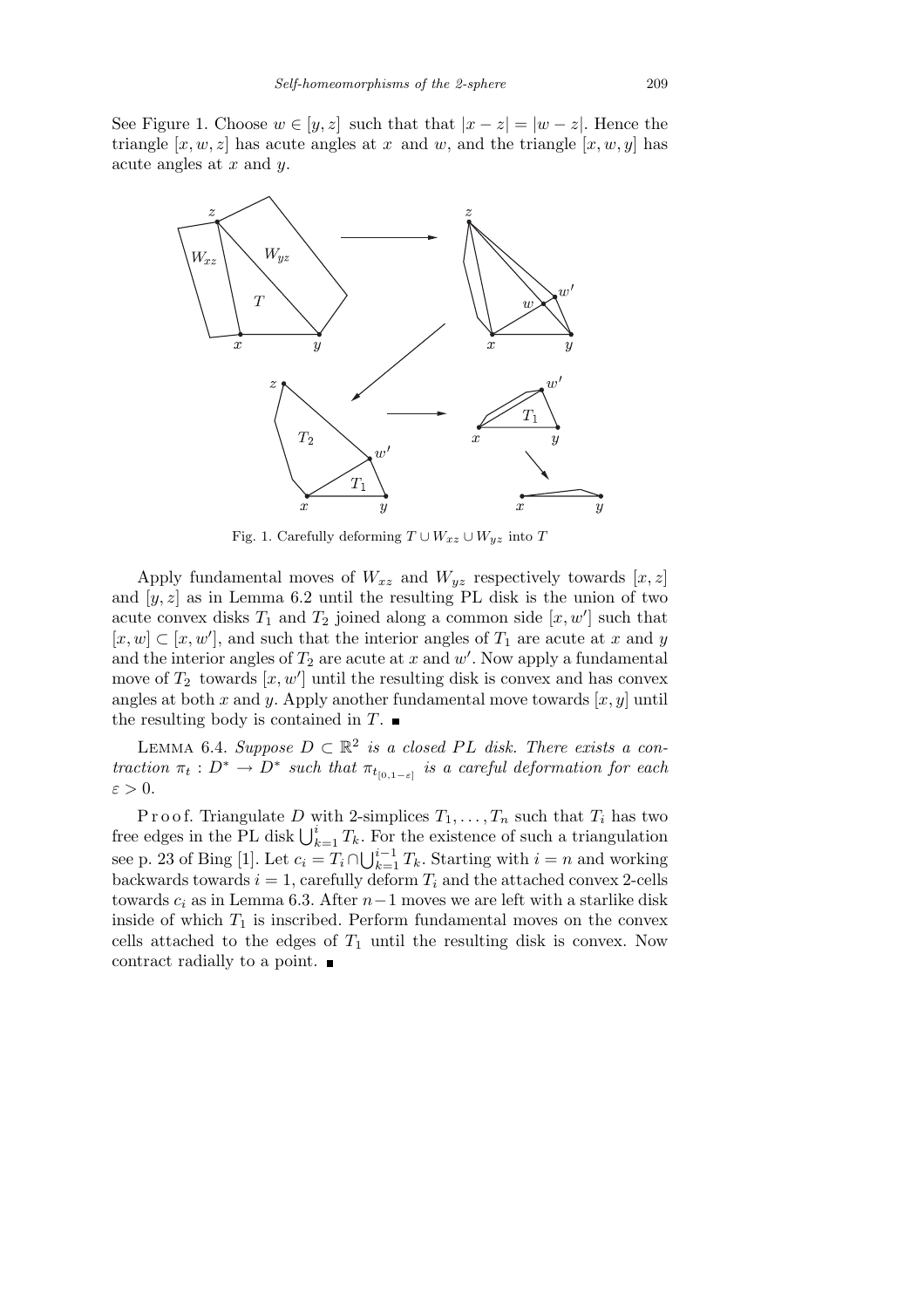See Figure 1. Choose $w \in [y, z]$ such that that $|x - z| = |w - z|$. Hence the triangle $[x, w, z]$ has acute angles at $x$ and $w$, and the triangle $[x, w, y]$ has acute angles at $x$ and $y$.

Fig. 1. Carefully deforming $T \cup W_{xz} \cup W_{yz}$ into $T$

Apply fundamental moves of $W_{xz}$ and $W_{yz}$ respectively towards $[x, z]$ and $[y, z]$ as in Lemma 6.2 until the resulting PL disk is the union of two acute convex disks $T_1$ and $T_2$ joined along a common side $[x, w']$ such that $[x, w] \subset [x, w']$, and such that the interior angles of $T_1$ are acute at $x$ and $y$ and the interior angles of $T_2$ are acute at $x$ and $w'$. Now apply a fundamental move of $T_2$ towards $[x, w']$ until the resulting disk is convex and has convex angles at both $x$ and $y$. Apply another fundamental move towards $[x, y]$ until the resulting body is contained in $T$. ∎

Lemma 6.4. *Suppose $D \subset \mathbb{R}^2$ is a closed PL disk. There exists a contraction $\pi_t : D^* \to D^*$ such that $\pi_{t_{[0,1-\varepsilon]}}$ is a careful deformation for each $\varepsilon > 0$.*

Proof. Triangulate $D$ with 2-simplices $T_1, \ldots, T_n$ such that $T_i$ has two free edges in the PL disk $\bigcup_{k=1}^{i} T_k$. For the existence of such a triangulation see p. 23 of Bing [1]. Let $c_i = T_i \cap \bigcup_{k=1}^{i-1} T_k$. Starting with $i = n$ and working backwards towards $i = 1$, carefully deform $T_i$ and the attached convex 2-cells towards $c_i$ as in Lemma 6.3. After $n-1$ moves we are left with a starlike disk inside of which $T_1$ is inscribed. Perform fundamental moves on the convex cells attached to the edges of $T_1$ until the resulting disk is convex. Now contract radially to a point. ∎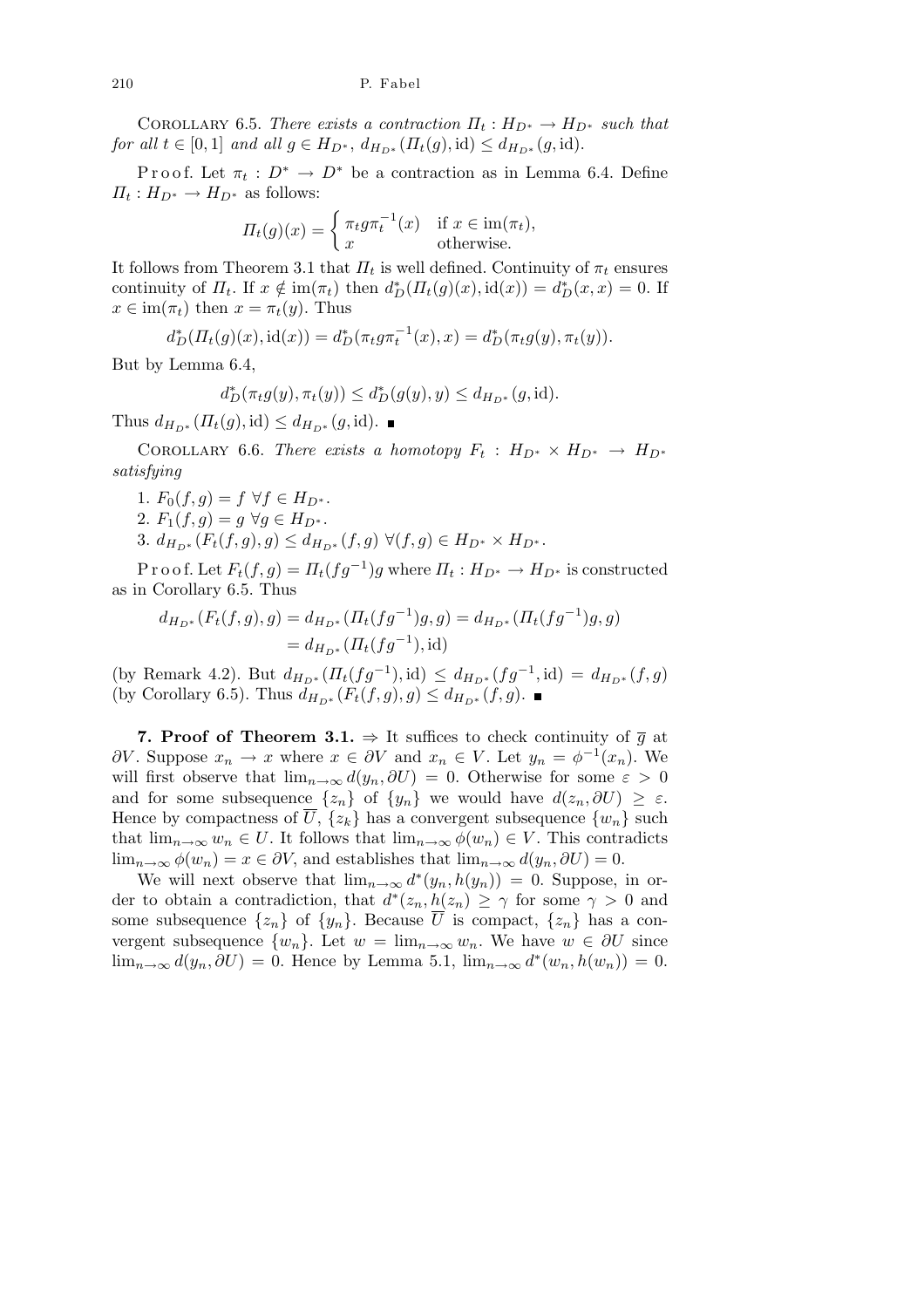Corollary 6.5. *There exists a contraction $\Pi_t : H_{D^*} \to H_{D^*}$ such that for all $t \in [0,1]$ and all $g \in H_{D^*}$, $d_{H_{D^*}}(\Pi_t(g), \mathrm{id}) \le d_{H_{D^*}}(g, \mathrm{id})$.*

Proof. Let $\pi_t : D^* \to D^*$ be a contraction as in Lemma 6.4. Define $\Pi_t : H_{D^*} \to H_{D^*}$ as follows:

$$\Pi_t(g)(x) = \begin{cases} \pi_t g \pi_t^{-1}(x) & \text{if } x \in \mathrm{im}(\pi_t), \\ x & \text{otherwise.} \end{cases}$$

It follows from Theorem 3.1 that $\Pi_t$ is well defined. Continuity of $\pi_t$ ensures continuity of $\Pi_t$. If $x \notin \mathrm{im}(\pi_t)$ then $d_D^*(\Pi_t(g)(x), \mathrm{id}(x)) = d_D^*(x,x) = 0$. If $x \in \mathrm{im}(\pi_t)$ then $x = \pi_t(y)$. Thus

$$d_D^*(\Pi_t(g)(x), \mathrm{id}(x)) = d_D^*(\pi_t g \pi_t^{-1}(x), x) = d_D^*(\pi_t g(y), \pi_t(y)).$$

But by Lemma 6.4,

$$d_D^*(\pi_t g(y), \pi_t(y)) \le d_D^*(g(y), y) \le d_{H_{D^*}}(g, \mathrm{id}).$$

Thus $d_{H_{D^*}}(\Pi_t(g), \mathrm{id}) \le d_{H_{D^*}}(g, \mathrm{id})$. ∎

Corollary 6.6. *There exists a homotopy $F_t : H_{D^*} \times H_{D^*} \to H_{D^*}$ satisfying*

1. $F_0(f,g) = f \ \forall f \in H_{D^*}$.
2. $F_1(f,g) = g \ \forall g \in H_{D^*}$.
3. $d_{H_{D^*}}(F_t(f,g), g) \le d_{H_{D^*}}(f,g) \ \forall (f,g) \in H_{D^*} \times H_{D^*}$.

Proof. Let $F_t(f,g) = \Pi_t(fg^{-1})g$ where $\Pi_t : H_{D^*} \to H_{D^*}$ is constructed as in Corollary 6.5. Thus

$$\begin{aligned} d_{H_{D^*}}(F_t(f,g), g) &= d_{H_{D^*}}(\Pi_t(fg^{-1})g, g) = d_{H_{D^*}}(\Pi_t(fg^{-1})g, g) \\ &= d_{H_{D^*}}(\Pi_t(fg^{-1}), \mathrm{id}) \end{aligned}$$

(by Remark 4.2). But $d_{H_{D^*}}(\Pi_t(fg^{-1}), \mathrm{id}) \le d_{H_{D^*}}(fg^{-1}, \mathrm{id}) = d_{H_{D^*}}(f,g)$ (by Corollary 6.5). Thus $d_{H_{D^*}}(F_t(f,g), g) \le d_{H_{D^*}}(f,g)$. ∎

**7. Proof of Theorem 3.1.** $\Rightarrow$ It suffices to check continuity of $\overline{g}$ at $\partial V$. Suppose $x_n \to x$ where $x \in \partial V$ and $x_n \in V$. Let $y_n = \phi^{-1}(x_n)$. We will first observe that $\lim_{n\to\infty} d(y_n, \partial U) = 0$. Otherwise for some $\varepsilon > 0$ and for some subsequence $\{z_n\}$ of $\{y_n\}$ we would have $d(z_n, \partial U) \ge \varepsilon$. Hence by compactness of $\overline{U}$, $\{z_k\}$ has a convergent subsequence $\{w_n\}$ such that $\lim_{n\to\infty} w_n \in U$. It follows that $\lim_{n\to\infty} \phi(w_n) \in V$. This contradicts $\lim_{n\to\infty} \phi(w_n) = x \in \partial V$, and establishes that $\lim_{n\to\infty} d(y_n, \partial U) = 0$.

We will next observe that $\lim_{n\to\infty} d^*(y_n, h(y_n)) = 0$. Suppose, in order to obtain a contradiction, that $d^*(z_n, h(z_n) \ge \gamma$ for some $\gamma > 0$ and some subsequence $\{z_n\}$ of $\{y_n\}$. Because $\overline{U}$ is compact, $\{z_n\}$ has a convergent subsequence $\{w_n\}$. Let $w = \lim_{n\to\infty} w_n$. We have $w \in \partial U$ since $\lim_{n\to\infty} d(y_n, \partial U) = 0$. Hence by Lemma 5.1, $\lim_{n\to\infty} d^*(w_n, h(w_n)) = 0$.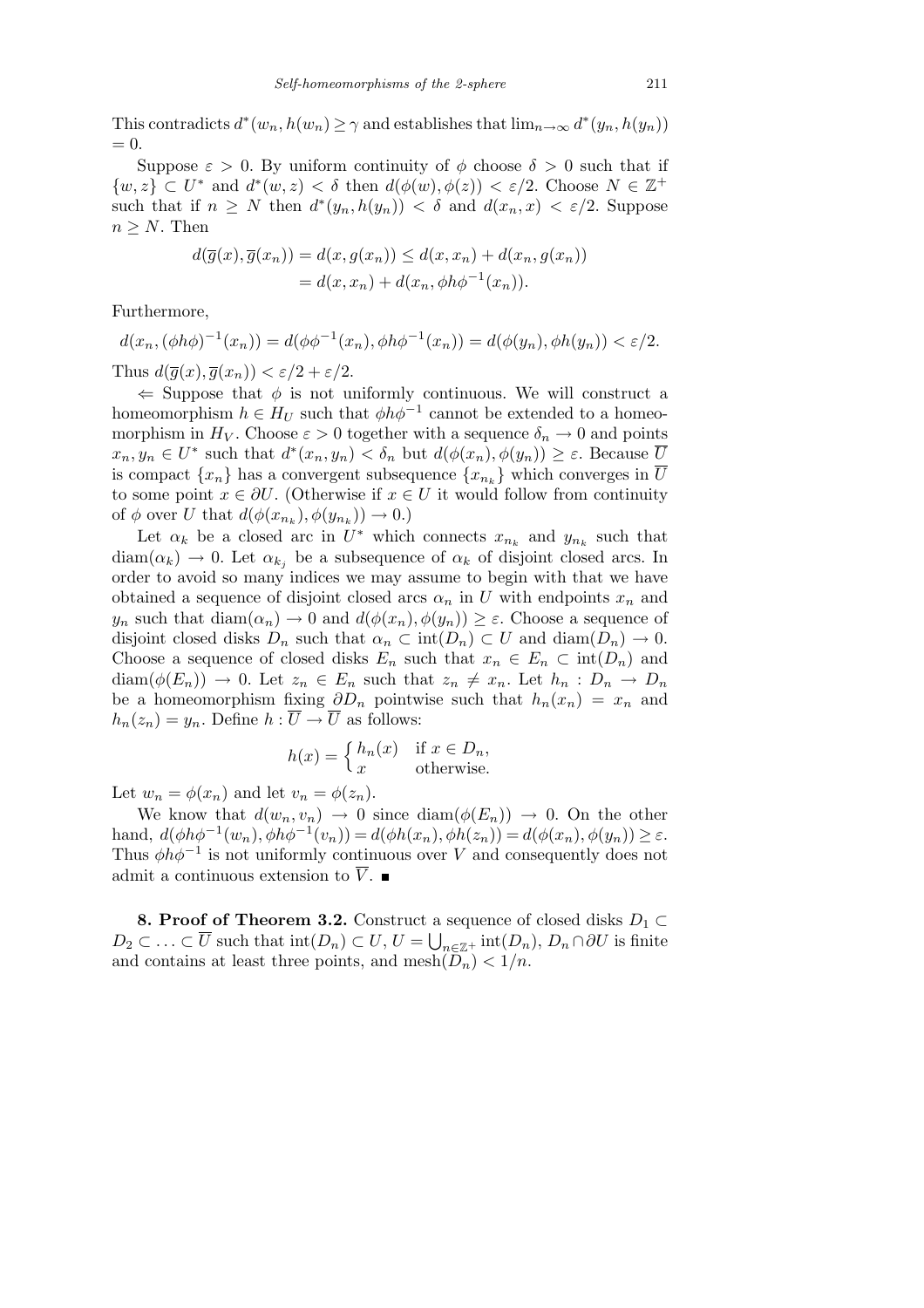This contradicts $d^*(w_n, h(w_n) \geq \gamma$ and establishes that $\lim_{n\to\infty} d^*(y_n, h(y_n)) = 0$.

Suppose $\varepsilon > 0$. By uniform continuity of $\phi$ choose $\delta > 0$ such that if $\{w, z\} \subset U^*$ and $d^*(w, z) < \delta$ then $d(\phi(w), \phi(z)) < \varepsilon/2$. Choose $N \in \mathbb{Z}^+$ such that if $n \geq N$ then $d^*(y_n, h(y_n)) < \delta$ and $d(x_n, x) < \varepsilon/2$. Suppose $n \geq N$. Then

$$
\begin{aligned}
d(\overline{g}(x), \overline{g}(x_n)) = d(x, g(x_n)) &\leq d(x, x_n) + d(x_n, g(x_n)) \\
&= d(x, x_n) + d(x_n, \phi h \phi^{-1}(x_n)).
\end{aligned}
$$

Furthermore,

$$
d(x_n, (\phi h \phi)^{-1}(x_n)) = d(\phi\phi^{-1}(x_n), \phi h \phi^{-1}(x_n)) = d(\phi(y_n), \phi h(y_n)) < \varepsilon/2.
$$

Thus $d(\overline{g}(x), \overline{g}(x_n)) < \varepsilon/2 + \varepsilon/2$.

$\Leftarrow$ Suppose that $\phi$ is not uniformly continuous. We will construct a homeomorphism $h \in H_U$ such that $\phi h \phi^{-1}$ cannot be extended to a homeomorphism in $H_V$. Choose $\varepsilon > 0$ together with a sequence $\delta_n \to 0$ and points $x_n, y_n \in U^*$ such that $d^*(x_n, y_n) < \delta_n$ but $d(\phi(x_n), \phi(y_n)) \geq \varepsilon$. Because $\overline{U}$ is compact $\{x_n\}$ has a convergent subsequence $\{x_{n_k}\}$ which converges in $\overline{U}$ to some point $x \in \partial U$. (Otherwise if $x \in U$ it would follow from continuity of $\phi$ over $U$ that $d(\phi(x_{n_k}), \phi(y_{n_k})) \to 0$.)

Let $\alpha_k$ be a closed arc in $U^*$ which connects $x_{n_k}$ and $y_{n_k}$ such that $\operatorname{diam}(\alpha_k) \to 0$. Let $\alpha_{k_j}$ be a subsequence of $\alpha_k$ of disjoint closed arcs. In order to avoid so many indices we may assume to begin with that we have obtained a sequence of disjoint closed arcs $\alpha_n$ in $U$ with endpoints $x_n$ and $y_n$ such that $\operatorname{diam}(\alpha_n) \to 0$ and $d(\phi(x_n), \phi(y_n)) \geq \varepsilon$. Choose a sequence of disjoint closed disks $D_n$ such that $\alpha_n \subset \operatorname{int}(D_n) \subset U$ and $\operatorname{diam}(D_n) \to 0$. Choose a sequence of closed disks $E_n$ such that $x_n \in E_n \subset \operatorname{int}(D_n)$ and $\operatorname{diam}(\phi(E_n)) \to 0$. Let $z_n \in E_n$ such that $z_n \neq x_n$. Let $h_n : D_n \to D_n$ be a homeomorphism fixing $\partial D_n$ pointwise such that $h_n(x_n) = x_n$ and $h_n(z_n) = y_n$. Define $h : \overline{U} \to \overline{U}$ as follows:

$$
h(x) = \begin{cases} h_n(x) & \text{if } x \in D_n, \\ x & \text{otherwise.} \end{cases}
$$

Let $w_n = \phi(x_n)$ and let $v_n = \phi(z_n)$.

We know that $d(w_n, v_n) \to 0$ since $\operatorname{diam}(\phi(E_n)) \to 0$. On the other hand, $d(\phi h \phi^{-1}(w_n), \phi h \phi^{-1}(v_n)) = d(\phi h(x_n), \phi h(z_n)) = d(\phi(x_n), \phi(y_n)) \geq \varepsilon$. Thus $\phi h \phi^{-1}$ is not uniformly continuous over $V$ and consequently does not admit a continuous extension to $\overline{V}$. ∎

**8. Proof of Theorem 3.2.** Construct a sequence of closed disks $D_1 \subset D_2 \subset \ldots \subset \overline{U}$ such that $\operatorname{int}(D_n) \subset U$, $U = \bigcup_{n\in\mathbb{Z}^+} \operatorname{int}(D_n)$, $D_n \cap \partial U$ is finite and contains at least three points, and $\operatorname{mesh}(D_n) < 1/n$.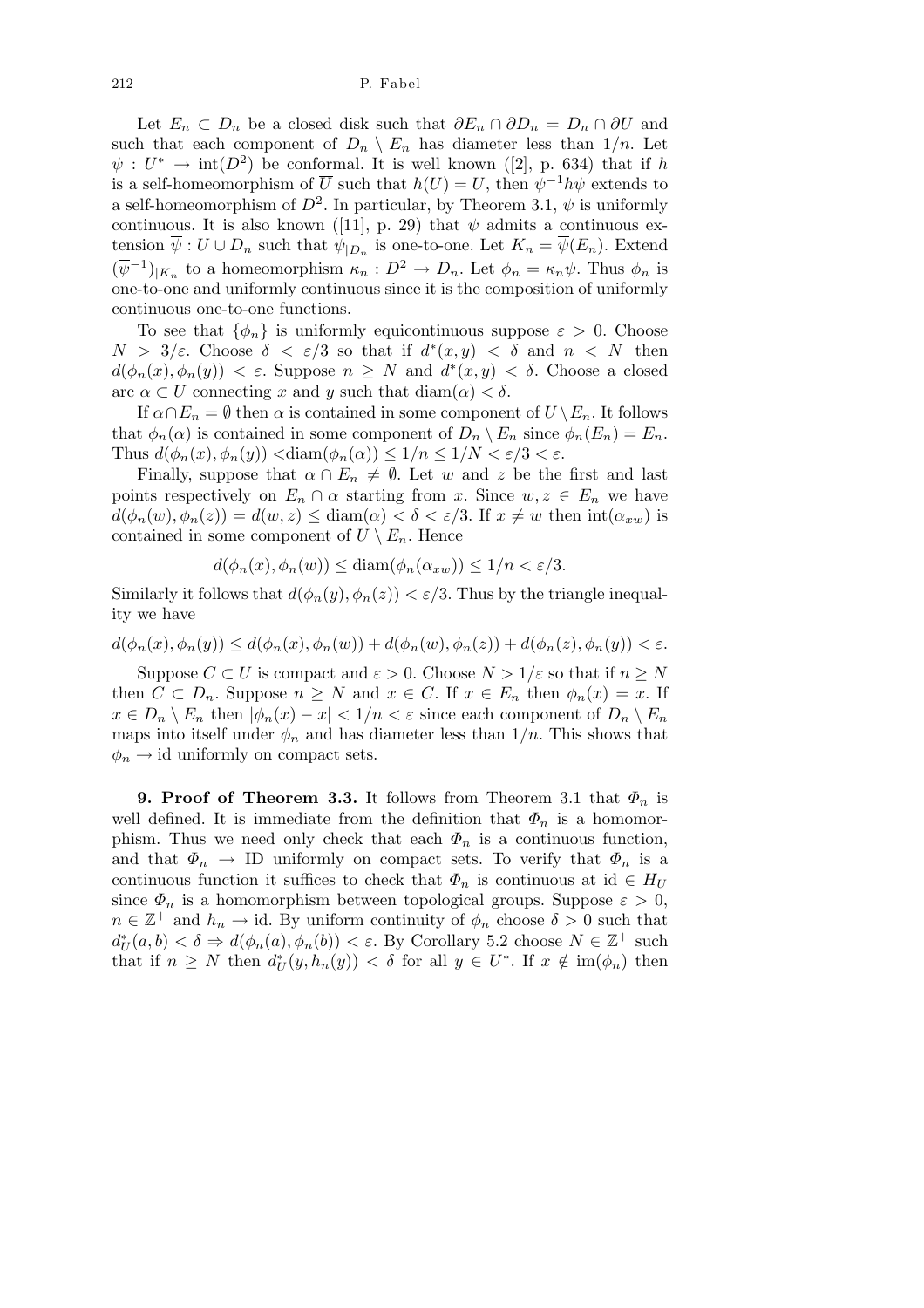Let $E_n \subset D_n$ be a closed disk such that $\partial E_n \cap \partial D_n = D_n \cap \partial U$ and such that each component of $D_n \setminus E_n$ has diameter less than $1/n$. Let $\psi : U^* \to \mathrm{int}(D^2)$ be conformal. It is well known ([2], p. 634) that if $h$ is a self-homeomorphism of $\overline{U}$ such that $h(U) = U$, then $\psi^{-1} h \psi$ extends to a self-homeomorphism of $D^2$. In particular, by Theorem 3.1, $\psi$ is uniformly continuous. It is also known ([11], p. 29) that $\psi$ admits a continuous extension $\overline{\psi} : U \cup D_n$ such that $\psi_{|D_n}$ is one-to-one. Let $K_n = \overline{\psi}(E_n)$. Extend $(\overline{\psi}^{-1})_{|K_n}$ to a homeomorphism $\kappa_n : D^2 \to D_n$. Let $\phi_n = \kappa_n \psi$. Thus $\phi_n$ is one-to-one and uniformly continuous since it is the composition of uniformly continuous one-to-one functions.

To see that $\{\phi_n\}$ is uniformly equicontinuous suppose $\varepsilon > 0$. Choose $N > 3/\varepsilon$. Choose $\delta < \varepsilon/3$ so that if $d^*(x, y) < \delta$ and $n < N$ then $d(\phi_n(x), \phi_n(y)) < \varepsilon$. Suppose $n \geq N$ and $d^*(x, y) < \delta$. Choose a closed arc $\alpha \subset U$ connecting $x$ and $y$ such that $\mathrm{diam}(\alpha) < \delta$.

If $\alpha \cap E_n = \emptyset$ then $\alpha$ is contained in some component of $U \setminus E_n$. It follows that $\phi_n(\alpha)$ is contained in some component of $D_n \setminus E_n$ since $\phi_n(E_n) = E_n$. Thus $d(\phi_n(x), \phi_n(y)) < \mathrm{diam}(\phi_n(\alpha)) \leq 1/n \leq 1/N < \varepsilon/3 < \varepsilon$.

Finally, suppose that $\alpha \cap E_n \neq \emptyset$. Let $w$ and $z$ be the first and last points respectively on $E_n \cap \alpha$ starting from $x$. Since $w, z \in E_n$ we have $d(\phi_n(w), \phi_n(z)) = d(w, z) \leq \mathrm{diam}(\alpha) < \delta < \varepsilon/3$. If $x \neq w$ then $\mathrm{int}(\alpha_{xw})$ is contained in some component of $U \setminus E_n$. Hence

$$d(\phi_n(x), \phi_n(w)) \leq \mathrm{diam}(\phi_n(\alpha_{xw})) \leq 1/n < \varepsilon/3.$$

Similarly it follows that $d(\phi_n(y), \phi_n(z)) < \varepsilon/3$. Thus by the triangle inequality we have

$$d(\phi_n(x), \phi_n(y)) \leq d(\phi_n(x), \phi_n(w)) + d(\phi_n(w), \phi_n(z)) + d(\phi_n(z), \phi_n(y)) < \varepsilon.$$

Suppose $C \subset U$ is compact and $\varepsilon > 0$. Choose $N > 1/\varepsilon$ so that if $n \geq N$ then $C \subset D_n$. Suppose $n \geq N$ and $x \in C$. If $x \in E_n$ then $\phi_n(x) = x$. If $x \in D_n \setminus E_n$ then $|\phi_n(x) - x| < 1/n < \varepsilon$ since each component of $D_n \setminus E_n$ maps into itself under $\phi_n$ and has diameter less than $1/n$. This shows that $\phi_n \to \mathrm{id}$ uniformly on compact sets.

**9. Proof of Theorem 3.3.** It follows from Theorem 3.1 that $\Phi_n$ is well defined. It is immediate from the definition that $\Phi_n$ is a homomorphism. Thus we need only check that each $\Phi_n$ is a continuous function, and that $\Phi_n \to \mathrm{ID}$ uniformly on compact sets. To verify that $\Phi_n$ is a continuous function it suffices to check that $\Phi_n$ is continuous at $\mathrm{id} \in H_U$ since $\Phi_n$ is a homomorphism between topological groups. Suppose $\varepsilon > 0$, $n \in \mathbb{Z}^+$ and $h_n \to \mathrm{id}$. By uniform continuity of $\phi_n$ choose $\delta > 0$ such that $d_U^*(a, b) < \delta \Rightarrow d(\phi_n(a), \phi_n(b)) < \varepsilon$. By Corollary 5.2 choose $N \in \mathbb{Z}^+$ such that if $n \geq N$ then $d_U^*(y, h_n(y)) < \delta$ for all $y \in U^*$. If $x \notin \mathrm{im}(\phi_n)$ then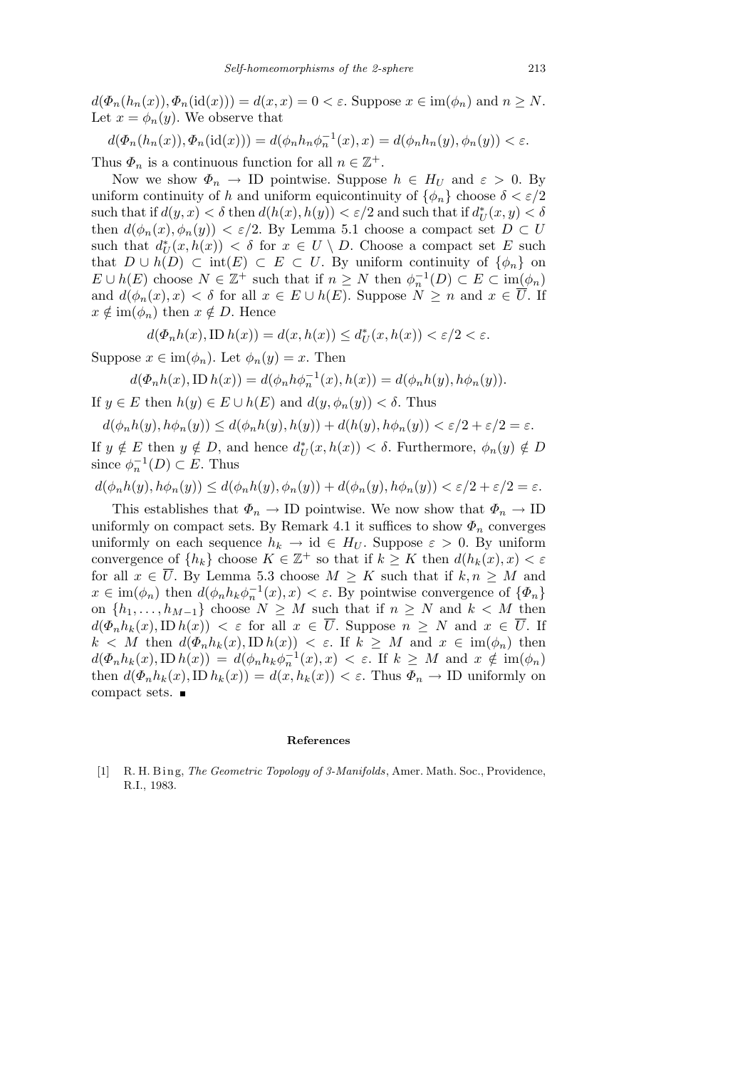$d(\Phi_n(h_n(x)), \Phi_n(\mathrm{id}(x))) = d(x, x) = 0 < \varepsilon$. Suppose $x \in \mathrm{im}(\phi_n)$ and $n \geq N$. Let $x = \phi_n(y)$. We observe that

$$d(\Phi_n(h_n(x)), \Phi_n(\mathrm{id}(x))) = d(\phi_n h_n \phi_n^{-1}(x), x) = d(\phi_n h_n(y), \phi_n(y)) < \varepsilon.$$

Thus $\Phi_n$ is a continuous function for all $n \in \mathbb{Z}^+$.

Now we show $\Phi_n \to \mathrm{ID}$ pointwise. Suppose $h \in H_U$ and $\varepsilon > 0$. By uniform continuity of $h$ and uniform equicontinuity of $\{\phi_n\}$ choose $\delta < \varepsilon/2$ such that if $d(y, x) < \delta$ then $d(h(x), h(y)) < \varepsilon/2$ and such that if $d_U^*(x, y) < \delta$ then $d(\phi_n(x), \phi_n(y)) < \varepsilon/2$. By Lemma 5.1 choose a compact set $D \subset U$ such that $d_U^*(x, h(x)) < \delta$ for $x \in U \setminus D$. Choose a compact set $E$ such that $D \cup h(D) \subset \mathrm{int}(E) \subset E \subset U$. By uniform continuity of $\{\phi_n\}$ on $E \cup h(E)$ choose $N \in \mathbb{Z}^+$ such that if $n \geq N$ then $\phi_n^{-1}(D) \subset E \subset \mathrm{im}(\phi_n)$ and $d(\phi_n(x), x) < \delta$ for all $x \in E \cup h(E)$. Suppose $N \geq n$ and $x \in \overline{U}$. If $x \notin \mathrm{im}(\phi_n)$ then $x \notin D$. Hence

$$d(\Phi_n h(x), \mathrm{ID}\, h(x)) = d(x, h(x)) \leq d_U^*(x, h(x)) < \varepsilon/2 < \varepsilon.$$

Suppose $x \in \mathrm{im}(\phi_n)$. Let $\phi_n(y) = x$. Then

$$d(\Phi_n h(x), \mathrm{ID}\, h(x)) = d(\phi_n h \phi_n^{-1}(x), h(x)) = d(\phi_n h(y), h\phi_n(y)).$$

If $y \in E$ then $h(y) \in E \cup h(E)$ and $d(y, \phi_n(y)) < \delta$. Thus

$$d(\phi_n h(y), h\phi_n(y)) \leq d(\phi_n h(y), h(y)) + d(h(y), h\phi_n(y)) < \varepsilon/2 + \varepsilon/2 = \varepsilon.$$

If $y \notin E$ then $y \notin D$, and hence $d_U^*(x, h(x)) < \delta$. Furthermore, $\phi_n(y) \notin D$ since $\phi_n^{-1}(D) \subset E$. Thus

$$d(\phi_n h(y), h\phi_n(y)) \leq d(\phi_n h(y), \phi_n(y)) + d(\phi_n(y), h\phi_n(y)) < \varepsilon/2 + \varepsilon/2 = \varepsilon.$$

This establishes that $\Phi_n \to \mathrm{ID}$ pointwise. We now show that $\Phi_n \to \mathrm{ID}$ uniformly on compact sets. By Remark 4.1 it suffices to show $\Phi_n$ converges uniformly on each sequence $h_k \to \mathrm{id} \in H_U$. Suppose $\varepsilon > 0$. By uniform convergence of $\{h_k\}$ choose $K \in \mathbb{Z}^+$ so that if $k \geq K$ then $d(h_k(x), x) < \varepsilon$ for all $x \in \overline{U}$. By Lemma 5.3 choose $M \geq K$ such that if $k, n \geq M$ and $x \in \mathrm{im}(\phi_n)$ then $d(\phi_n h_k \phi_n^{-1}(x), x) < \varepsilon$. By pointwise convergence of $\{\Phi_n\}$ on $\{h_1, \ldots, h_{M-1}\}$ choose $N \geq M$ such that if $n \geq N$ and $k < M$ then $d(\Phi_n h_k(x), \mathrm{ID}\, h(x)) < \varepsilon$ for all $x \in \overline{U}$. Suppose $n \geq N$ and $x \in \overline{U}$. If $k < M$ then $d(\Phi_n h_k(x), \mathrm{ID}\, h(x)) < \varepsilon$. If $k \geq M$ and $x \in \mathrm{im}(\phi_n)$ then $d(\Phi_n h_k(x), \mathrm{ID}\, h(x)) = d(\phi_n h_k \phi_n^{-1}(x), x) < \varepsilon$. If $k \geq M$ and $x \notin \mathrm{im}(\phi_n)$ then $d(\Phi_n h_k(x), \mathrm{ID}\, h_k(x)) = d(x, h_k(x)) < \varepsilon$. Thus $\Phi_n \to \mathrm{ID}$ uniformly on compact sets. ∎

## References

[1] R. H. Bing, *The Geometric Topology of 3-Manifolds*, Amer. Math. Soc., Providence, R.I., 1983.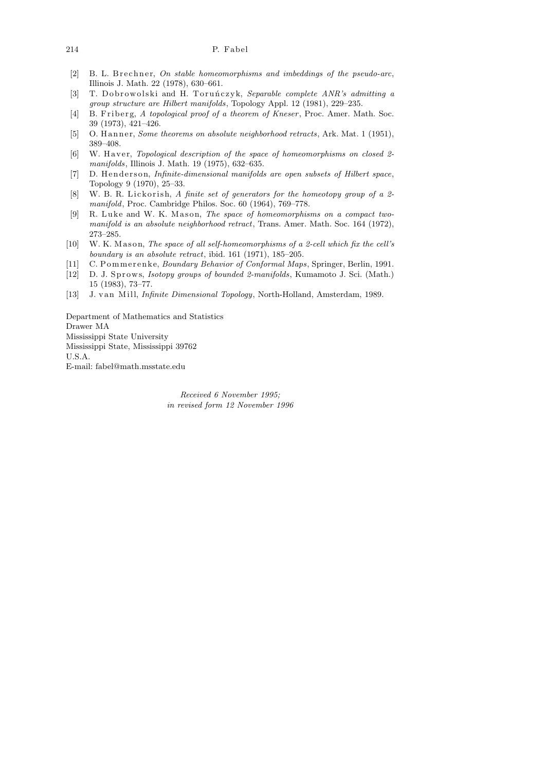[2] B. L. Brechner, *On stable homeomorphisms and imbeddings of the pseudo-arc*, Illinois J. Math. 22 (1978), 630–661.

[3] T. Dobrowolski and H. Toruńczyk, *Separable complete ANR's admitting a group structure are Hilbert manifolds*, Topology Appl. 12 (1981), 229–235.

[4] B. Friberg, *A topological proof of a theorem of Kneser*, Proc. Amer. Math. Soc. 39 (1973), 421–426.

[5] O. Hanner, *Some theorems on absolute neighborhood retracts*, Ark. Mat. 1 (1951), 389–408.

[6] W. Haver, *Topological description of the space of homeomorphisms on closed 2-manifolds*, Illinois J. Math. 19 (1975), 632–635.

[7] D. Henderson, *Infinite-dimensional manifolds are open subsets of Hilbert space*, Topology 9 (1970), 25–33.

[8] W. B. R. Lickorish, *A finite set of generators for the homeotopy group of a 2-manifold*, Proc. Cambridge Philos. Soc. 60 (1964), 769–778.

[9] R. Luke and W. K. Mason, *The space of homeomorphisms on a compact two-manifold is an absolute neighborhood retract*, Trans. Amer. Math. Soc. 164 (1972), 273–285.

[10] W. K. Mason, *The space of all self-homeomorphisms of a 2-cell which fix the cell's boundary is an absolute retract*, ibid. 161 (1971), 185–205.

[11] C. Pommerenke, *Boundary Behavior of Conformal Maps*, Springer, Berlin, 1991.

[12] D. J. Sprows, *Isotopy groups of bounded 2-manifolds*, Kumamoto J. Sci. (Math.) 15 (1983), 73–77.

[13] J. van Mill, *Infinite Dimensional Topology*, North-Holland, Amsterdam, 1989.

Department of Mathematics and Statistics
Drawer MA
Mississippi State University
Mississippi State, Mississippi 39762
U.S.A.
E-mail: fabel@math.msstate.edu

*Received 6 November 1995;*
*in revised form 12 November 1996*